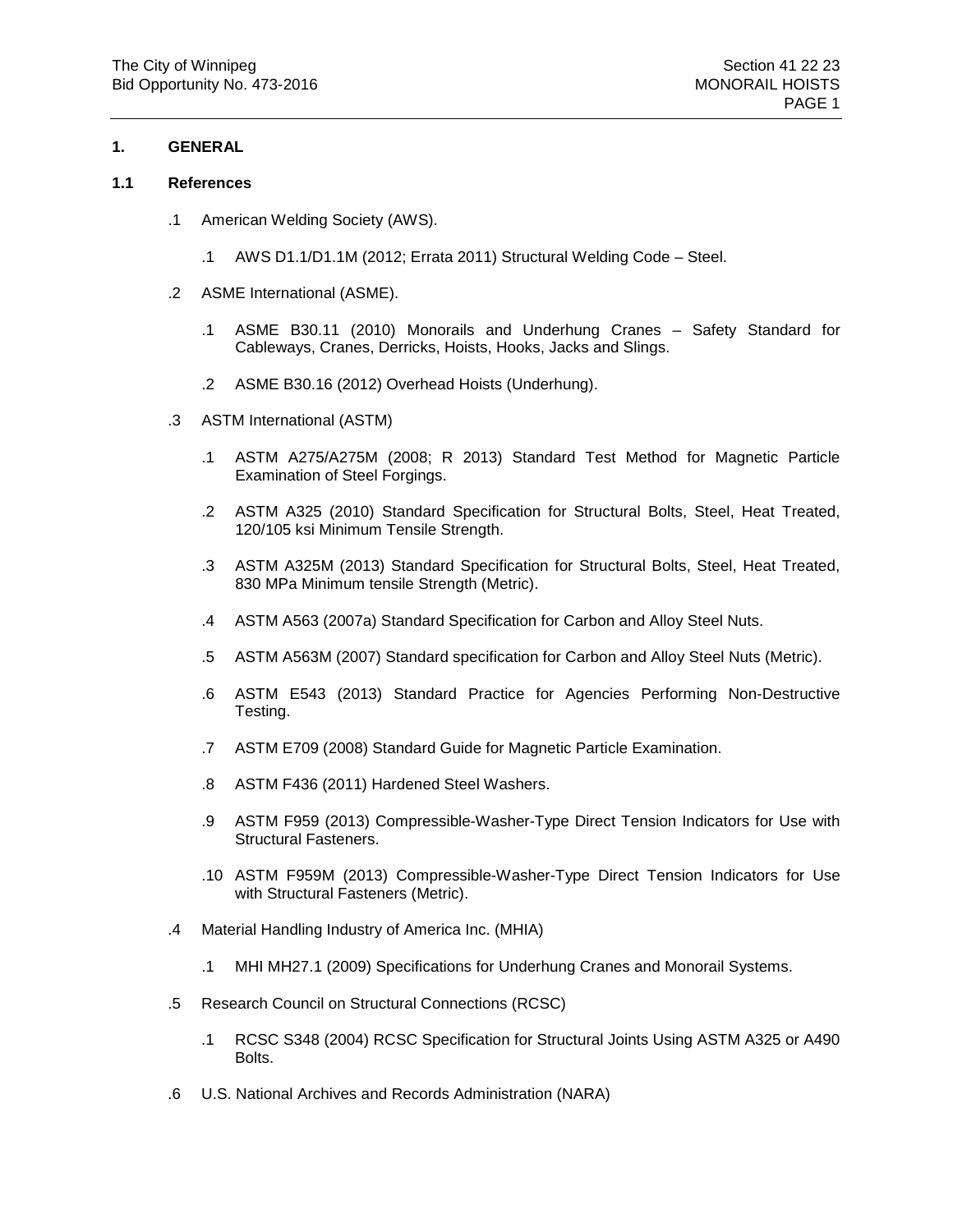## 1. GENERAL

### 1.1 References

.1 American Welding Society (AWS).

  .1 AWS D1.1/D1.1M (2012; Errata 2011) Structural Welding Code – Steel.

.2 ASME International (ASME).

  .1 ASME B30.11 (2010) Monorails and Underhung Cranes – Safety Standard for Cableways, Cranes, Derricks, Hoists, Hooks, Jacks and Slings.

  .2 ASME B30.16 (2012) Overhead Hoists (Underhung).

.3 ASTM International (ASTM)

  .1 ASTM A275/A275M (2008; R 2013) Standard Test Method for Magnetic Particle Examination of Steel Forgings.

  .2 ASTM A325 (2010) Standard Specification for Structural Bolts, Steel, Heat Treated, 120/105 ksi Minimum Tensile Strength.

  .3 ASTM A325M (2013) Standard Specification for Structural Bolts, Steel, Heat Treated, 830 MPa Minimum tensile Strength (Metric).

  .4 ASTM A563 (2007a) Standard Specification for Carbon and Alloy Steel Nuts.

  .5 ASTM A563M (2007) Standard specification for Carbon and Alloy Steel Nuts (Metric).

  .6 ASTM E543 (2013) Standard Practice for Agencies Performing Non-Destructive Testing.

  .7 ASTM E709 (2008) Standard Guide for Magnetic Particle Examination.

  .8 ASTM F436 (2011) Hardened Steel Washers.

  .9 ASTM F959 (2013) Compressible-Washer-Type Direct Tension Indicators for Use with Structural Fasteners.

  .10 ASTM F959M (2013) Compressible-Washer-Type Direct Tension Indicators for Use with Structural Fasteners (Metric).

.4 Material Handling Industry of America Inc. (MHIA)

  .1 MHI MH27.1 (2009) Specifications for Underhung Cranes and Monorail Systems.

.5 Research Council on Structural Connections (RCSC)

  .1 RCSC S348 (2004) RCSC Specification for Structural Joints Using ASTM A325 or A490 Bolts.

.6 U.S. National Archives and Records Administration (NARA)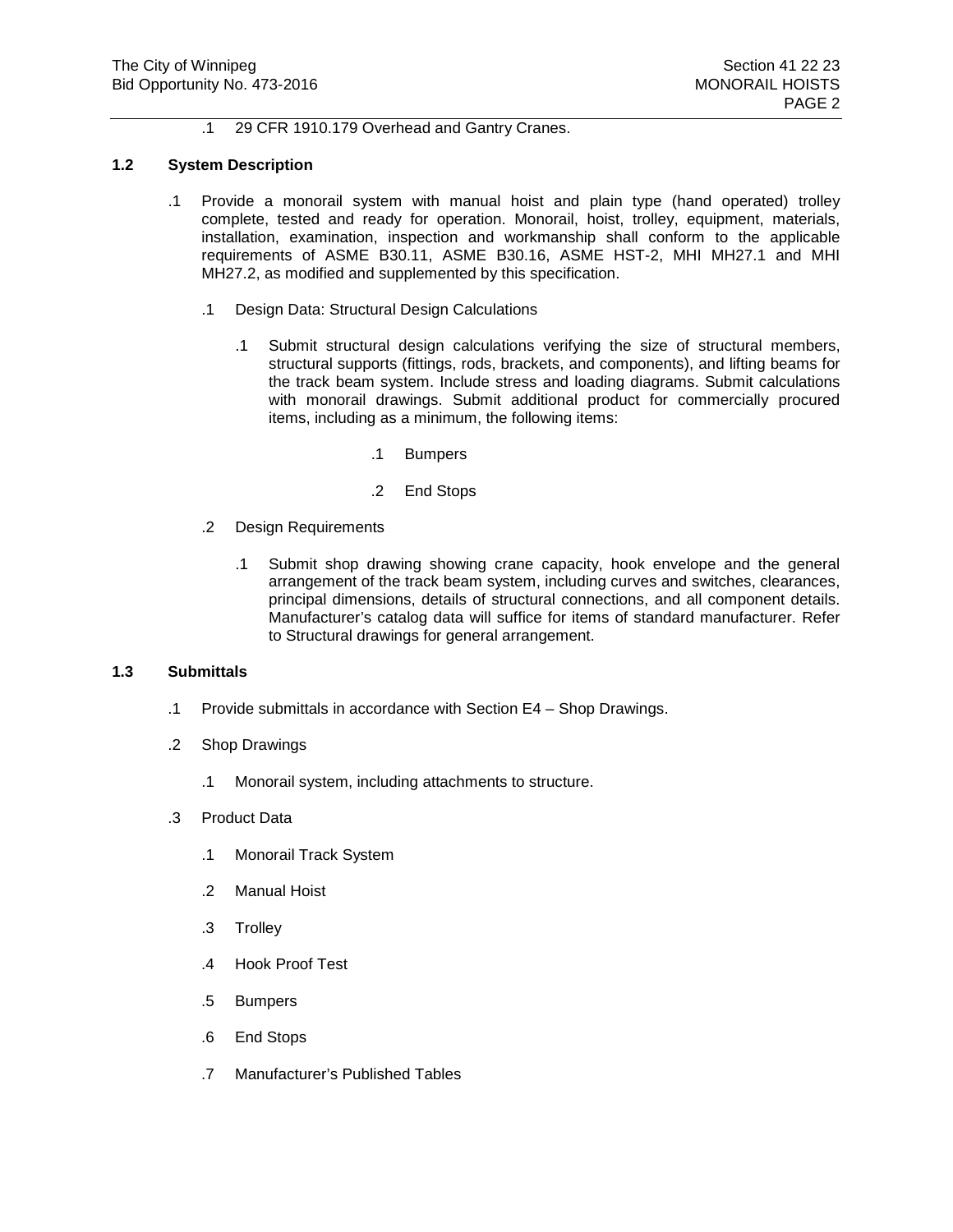.1 29 CFR 1910.179 Overhead and Gantry Cranes.

## 1.2 System Description

.1 Provide a monorail system with manual hoist and plain type (hand operated) trolley complete, tested and ready for operation. Monorail, hoist, trolley, equipment, materials, installation, examination, inspection and workmanship shall conform to the applicable requirements of ASME B30.11, ASME B30.16, ASME HST-2, MHI MH27.1 and MHI MH27.2, as modified and supplemented by this specification.

.1 Design Data: Structural Design Calculations

.1 Submit structural design calculations verifying the size of structural members, structural supports (fittings, rods, brackets, and components), and lifting beams for the track beam system. Include stress and loading diagrams. Submit calculations with monorail drawings. Submit additional product for commercially procured items, including as a minimum, the following items:

.1 Bumpers

.2 End Stops

.2 Design Requirements

.1 Submit shop drawing showing crane capacity, hook envelope and the general arrangement of the track beam system, including curves and switches, clearances, principal dimensions, details of structural connections, and all component details. Manufacturer's catalog data will suffice for items of standard manufacturer. Refer to Structural drawings for general arrangement.

## 1.3 Submittals

.1 Provide submittals in accordance with Section E4 – Shop Drawings.

.2 Shop Drawings

.1 Monorail system, including attachments to structure.

.3 Product Data

.1 Monorail Track System

.2 Manual Hoist

.3 Trolley

.4 Hook Proof Test

.5 Bumpers

.6 End Stops

.7 Manufacturer's Published Tables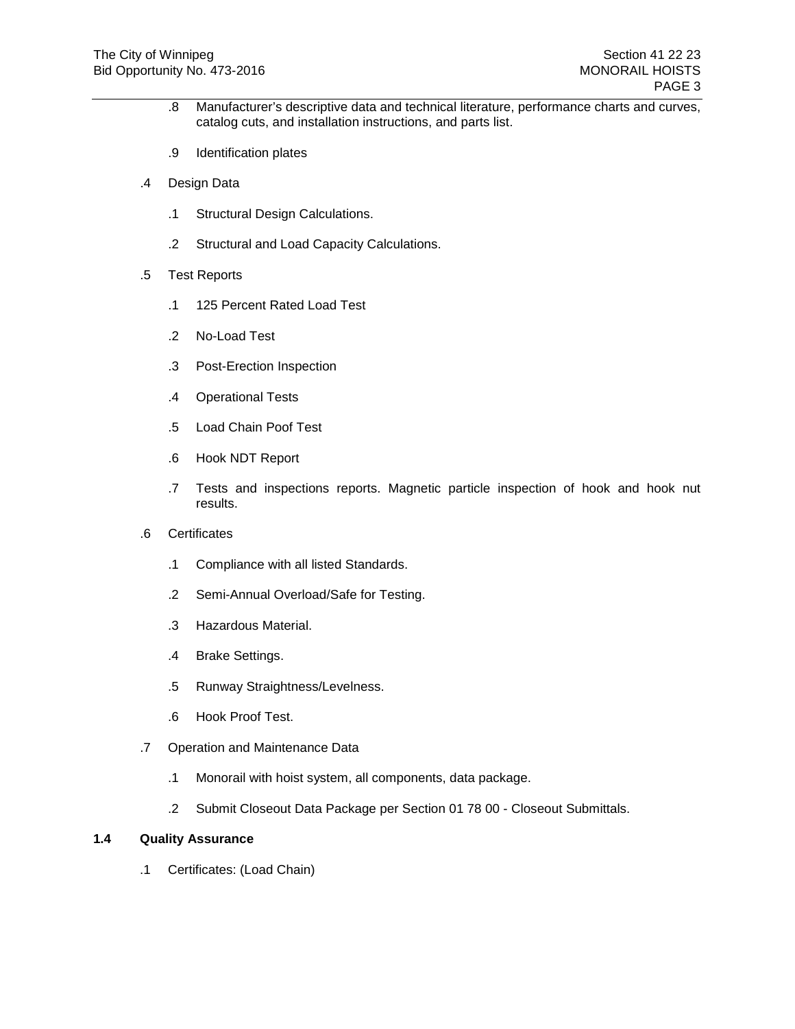.8 Manufacturer's descriptive data and technical literature, performance charts and curves, catalog cuts, and installation instructions, and parts list.

.9 Identification plates

.4 Design Data

.1 Structural Design Calculations.

.2 Structural and Load Capacity Calculations.

.5 Test Reports

.1 125 Percent Rated Load Test

.2 No-Load Test

.3 Post-Erection Inspection

.4 Operational Tests

.5 Load Chain Poof Test

.6 Hook NDT Report

.7 Tests and inspections reports. Magnetic particle inspection of hook and hook nut results.

.6 Certificates

.1 Compliance with all listed Standards.

.2 Semi-Annual Overload/Safe for Testing.

.3 Hazardous Material.

.4 Brake Settings.

.5 Runway Straightness/Levelness.

.6 Hook Proof Test.

.7 Operation and Maintenance Data

.1 Monorail with hoist system, all components, data package.

.2 Submit Closeout Data Package per Section 01 78 00 - Closeout Submittals.

## 1.4 Quality Assurance

.1 Certificates: (Load Chain)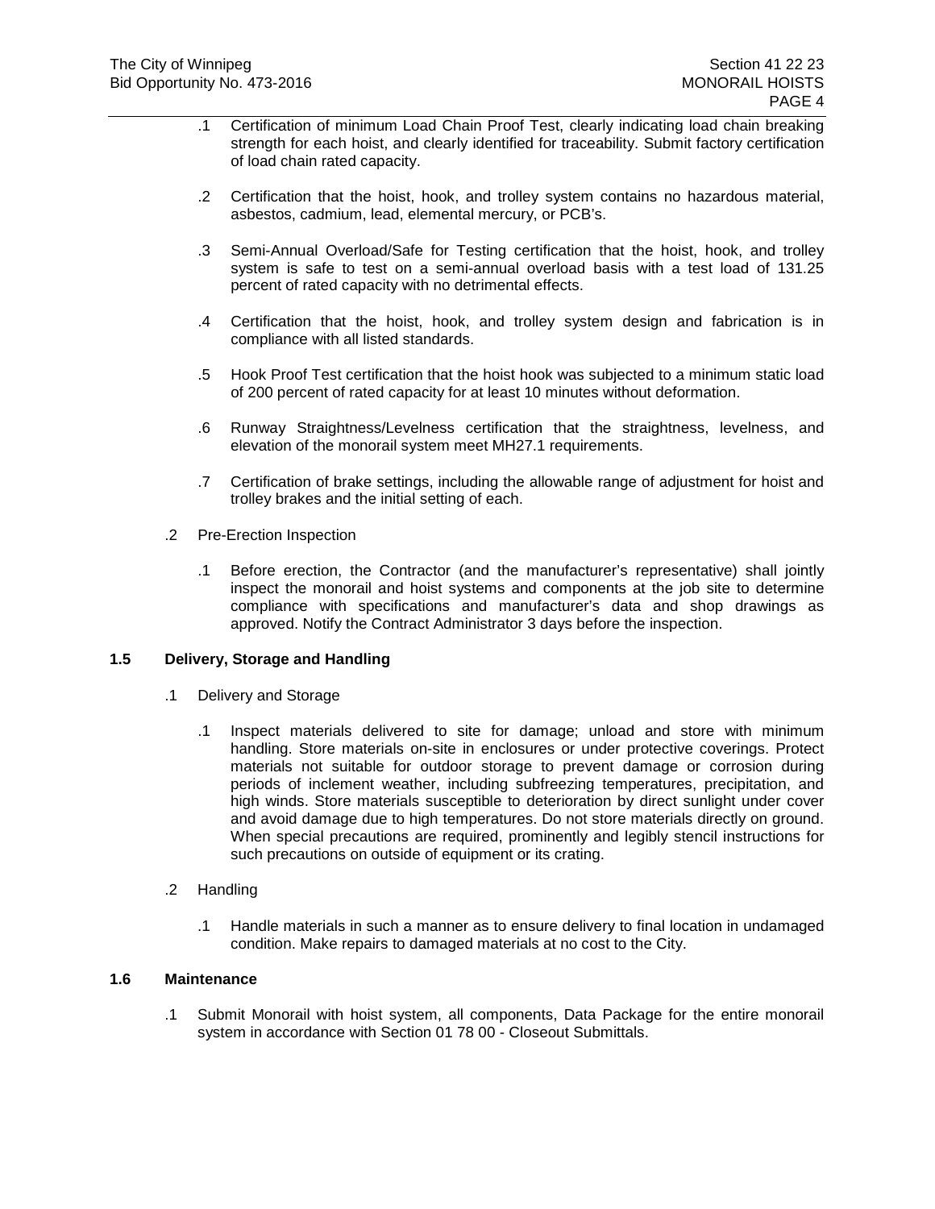.1 Certification of minimum Load Chain Proof Test, clearly indicating load chain breaking strength for each hoist, and clearly identified for traceability. Submit factory certification of load chain rated capacity.

.2 Certification that the hoist, hook, and trolley system contains no hazardous material, asbestos, cadmium, lead, elemental mercury, or PCB's.

.3 Semi-Annual Overload/Safe for Testing certification that the hoist, hook, and trolley system is safe to test on a semi-annual overload basis with a test load of 131.25 percent of rated capacity with no detrimental effects.

.4 Certification that the hoist, hook, and trolley system design and fabrication is in compliance with all listed standards.

.5 Hook Proof Test certification that the hoist hook was subjected to a minimum static load of 200 percent of rated capacity for at least 10 minutes without deformation.

.6 Runway Straightness/Levelness certification that the straightness, levelness, and elevation of the monorail system meet MH27.1 requirements.

.7 Certification of brake settings, including the allowable range of adjustment for hoist and trolley brakes and the initial setting of each.

.2 Pre-Erection Inspection

.1 Before erection, the Contractor (and the manufacturer's representative) shall jointly inspect the monorail and hoist systems and components at the job site to determine compliance with specifications and manufacturer's data and shop drawings as approved. Notify the Contract Administrator 3 days before the inspection.

### 1.5 Delivery, Storage and Handling

.1 Delivery and Storage

.1 Inspect materials delivered to site for damage; unload and store with minimum handling. Store materials on-site in enclosures or under protective coverings. Protect materials not suitable for outdoor storage to prevent damage or corrosion during periods of inclement weather, including subfreezing temperatures, precipitation, and high winds. Store materials susceptible to deterioration by direct sunlight under cover and avoid damage due to high temperatures. Do not store materials directly on ground. When special precautions are required, prominently and legibly stencil instructions for such precautions on outside of equipment or its crating.

.2 Handling

.1 Handle materials in such a manner as to ensure delivery to final location in undamaged condition. Make repairs to damaged materials at no cost to the City.

### 1.6 Maintenance

.1 Submit Monorail with hoist system, all components, Data Package for the entire monorail system in accordance with Section 01 78 00 - Closeout Submittals.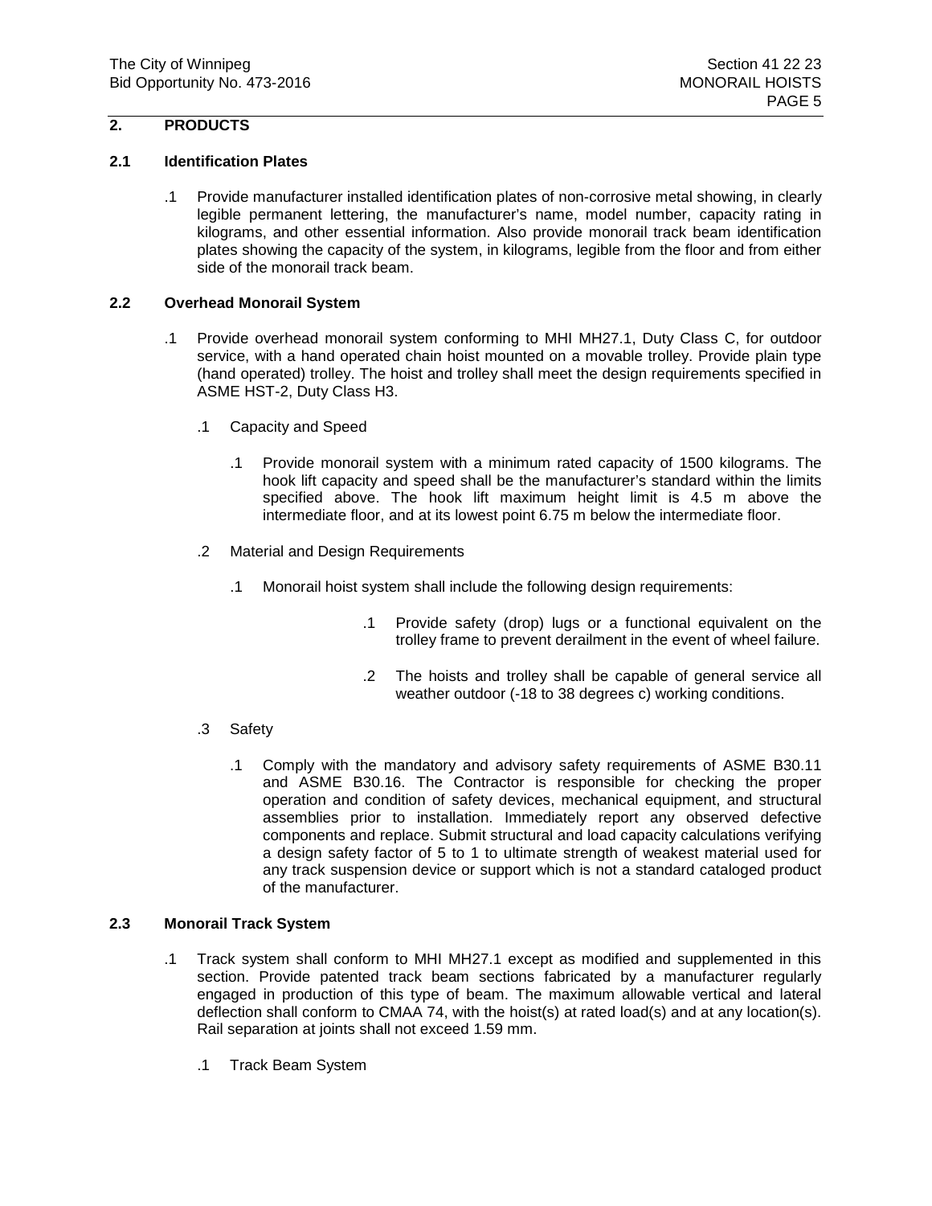## 2. PRODUCTS

### 2.1 Identification Plates

.1 Provide manufacturer installed identification plates of non-corrosive metal showing, in clearly legible permanent lettering, the manufacturer's name, model number, capacity rating in kilograms, and other essential information. Also provide monorail track beam identification plates showing the capacity of the system, in kilograms, legible from the floor and from either side of the monorail track beam.

### 2.2 Overhead Monorail System

.1 Provide overhead monorail system conforming to MHI MH27.1, Duty Class C, for outdoor service, with a hand operated chain hoist mounted on a movable trolley. Provide plain type (hand operated) trolley. The hoist and trolley shall meet the design requirements specified in ASME HST-2, Duty Class H3.

  .1 Capacity and Speed

    .1 Provide monorail system with a minimum rated capacity of 1500 kilograms. The hook lift capacity and speed shall be the manufacturer's standard within the limits specified above. The hook lift maximum height limit is 4.5 m above the intermediate floor, and at its lowest point 6.75 m below the intermediate floor.

  .2 Material and Design Requirements

    .1 Monorail hoist system shall include the following design requirements:

      .1 Provide safety (drop) lugs or a functional equivalent on the trolley frame to prevent derailment in the event of wheel failure.

      .2 The hoists and trolley shall be capable of general service all weather outdoor (-18 to 38 degrees c) working conditions.

  .3 Safety

    .1 Comply with the mandatory and advisory safety requirements of ASME B30.11 and ASME B30.16. The Contractor is responsible for checking the proper operation and condition of safety devices, mechanical equipment, and structural assemblies prior to installation. Immediately report any observed defective components and replace. Submit structural and load capacity calculations verifying a design safety factor of 5 to 1 to ultimate strength of weakest material used for any track suspension device or support which is not a standard cataloged product of the manufacturer.

### 2.3 Monorail Track System

.1 Track system shall conform to MHI MH27.1 except as modified and supplemented in this section. Provide patented track beam sections fabricated by a manufacturer regularly engaged in production of this type of beam. The maximum allowable vertical and lateral deflection shall conform to CMAA 74, with the hoist(s) at rated load(s) and at any location(s). Rail separation at joints shall not exceed 1.59 mm.

  .1 Track Beam System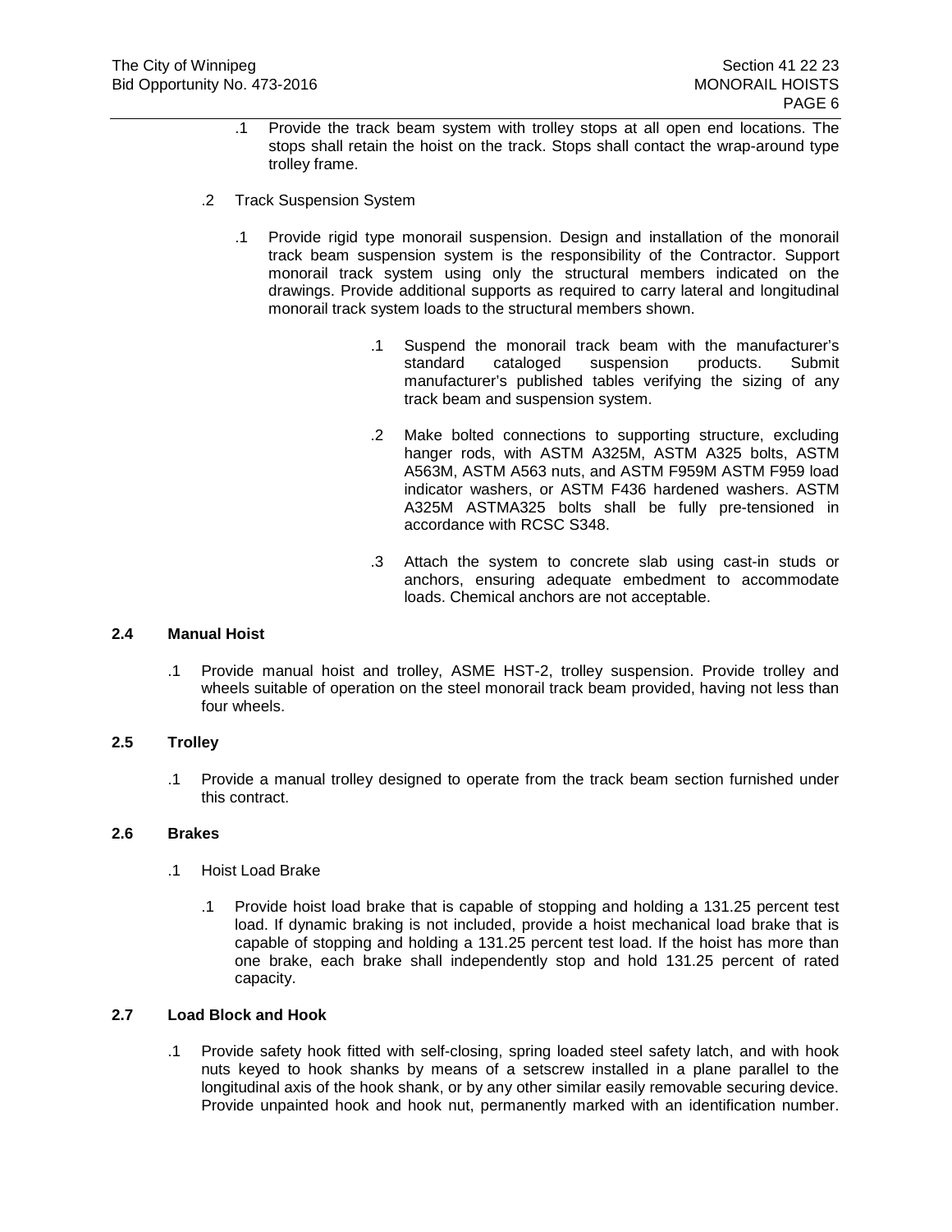.1 Provide the track beam system with trolley stops at all open end locations. The stops shall retain the hoist on the track. Stops shall contact the wrap-around type trolley frame.

.2 Track Suspension System

.1 Provide rigid type monorail suspension. Design and installation of the monorail track beam suspension system is the responsibility of the Contractor. Support monorail track system using only the structural members indicated on the drawings. Provide additional supports as required to carry lateral and longitudinal monorail track system loads to the structural members shown.

.1 Suspend the monorail track beam with the manufacturer's standard cataloged suspension products. Submit manufacturer's published tables verifying the sizing of any track beam and suspension system.

.2 Make bolted connections to supporting structure, excluding hanger rods, with ASTM A325M, ASTM A325 bolts, ASTM A563M, ASTM A563 nuts, and ASTM F959M ASTM F959 load indicator washers, or ASTM F436 hardened washers. ASTM A325M ASTMA325 bolts shall be fully pre-tensioned in accordance with RCSC S348.

.3 Attach the system to concrete slab using cast-in studs or anchors, ensuring adequate embedment to accommodate loads. Chemical anchors are not acceptable.

## 2.4 Manual Hoist

.1 Provide manual hoist and trolley, ASME HST-2, trolley suspension. Provide trolley and wheels suitable of operation on the steel monorail track beam provided, having not less than four wheels.

## 2.5 Trolley

.1 Provide a manual trolley designed to operate from the track beam section furnished under this contract.

## 2.6 Brakes

.1 Hoist Load Brake

.1 Provide hoist load brake that is capable of stopping and holding a 131.25 percent test load. If dynamic braking is not included, provide a hoist mechanical load brake that is capable of stopping and holding a 131.25 percent test load. If the hoist has more than one brake, each brake shall independently stop and hold 131.25 percent of rated capacity.

## 2.7 Load Block and Hook

.1 Provide safety hook fitted with self-closing, spring loaded steel safety latch, and with hook nuts keyed to hook shanks by means of a setscrew installed in a plane parallel to the longitudinal axis of the hook shank, or by any other similar easily removable securing device. Provide unpainted hook and hook nut, permanently marked with an identification number.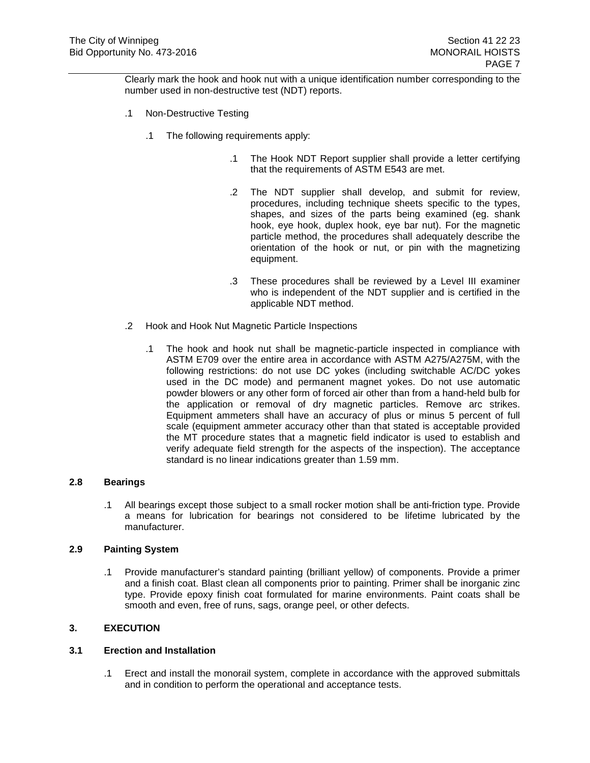Clearly mark the hook and hook nut with a unique identification number corresponding to the number used in non-destructive test (NDT) reports.

.1 Non-Destructive Testing

.1 The following requirements apply:

.1 The Hook NDT Report supplier shall provide a letter certifying that the requirements of ASTM E543 are met.

.2 The NDT supplier shall develop, and submit for review, procedures, including technique sheets specific to the types, shapes, and sizes of the parts being examined (eg. shank hook, eye hook, duplex hook, eye bar nut). For the magnetic particle method, the procedures shall adequately describe the orientation of the hook or nut, or pin with the magnetizing equipment.

.3 These procedures shall be reviewed by a Level III examiner who is independent of the NDT supplier and is certified in the applicable NDT method.

.2 Hook and Hook Nut Magnetic Particle Inspections

.1 The hook and hook nut shall be magnetic-particle inspected in compliance with ASTM E709 over the entire area in accordance with ASTM A275/A275M, with the following restrictions: do not use DC yokes (including switchable AC/DC yokes used in the DC mode) and permanent magnet yokes. Do not use automatic powder blowers or any other form of forced air other than from a hand-held bulb for the application or removal of dry magnetic particles. Remove arc strikes. Equipment ammeters shall have an accuracy of plus or minus 5 percent of full scale (equipment ammeter accuracy other than that stated is acceptable provided the MT procedure states that a magnetic field indicator is used to establish and verify adequate field strength for the aspects of the inspection). The acceptance standard is no linear indications greater than 1.59 mm.

## 2.8 Bearings

.1 All bearings except those subject to a small rocker motion shall be anti-friction type. Provide a means for lubrication for bearings not considered to be lifetime lubricated by the manufacturer.

## 2.9 Painting System

.1 Provide manufacturer's standard painting (brilliant yellow) of components. Provide a primer and a finish coat. Blast clean all components prior to painting. Primer shall be inorganic zinc type. Provide epoxy finish coat formulated for marine environments. Paint coats shall be smooth and even, free of runs, sags, orange peel, or other defects.

# 3. EXECUTION

## 3.1 Erection and Installation

.1 Erect and install the monorail system, complete in accordance with the approved submittals and in condition to perform the operational and acceptance tests.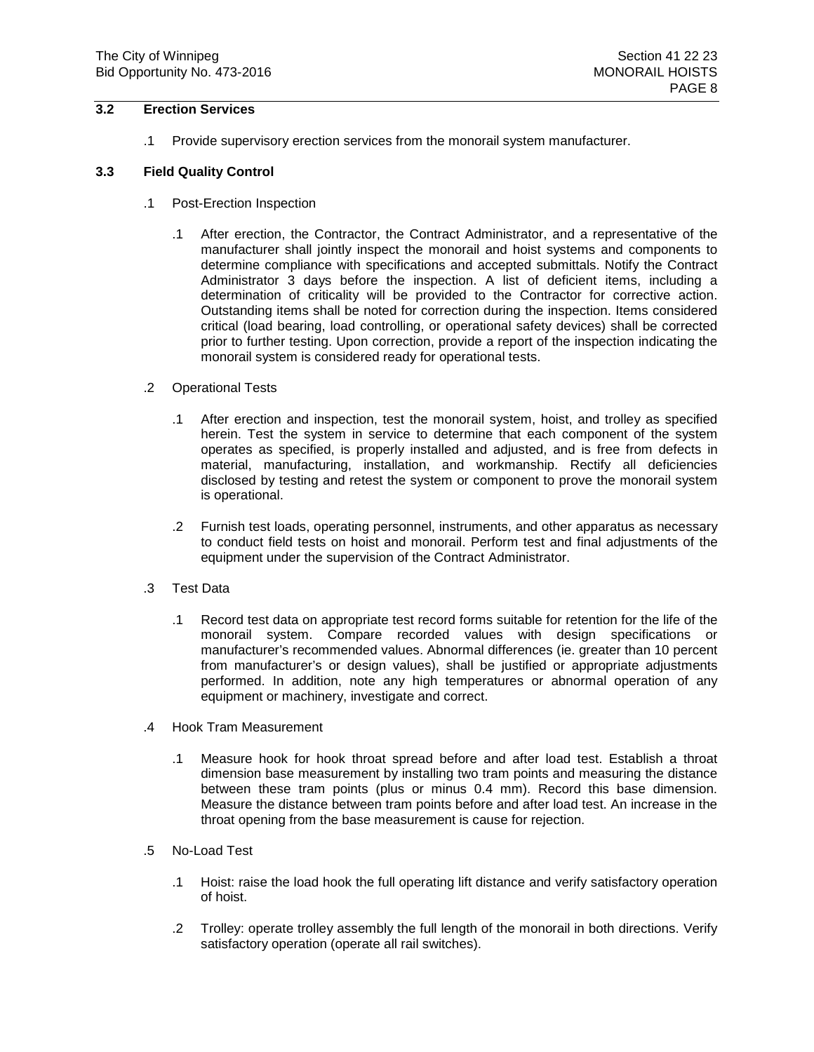### 3.2 Erection Services

.1 Provide supervisory erection services from the monorail system manufacturer.

### 3.3 Field Quality Control

.1 Post-Erection Inspection

.1 After erection, the Contractor, the Contract Administrator, and a representative of the manufacturer shall jointly inspect the monorail and hoist systems and components to determine compliance with specifications and accepted submittals. Notify the Contract Administrator 3 days before the inspection. A list of deficient items, including a determination of criticality will be provided to the Contractor for corrective action. Outstanding items shall be noted for correction during the inspection. Items considered critical (load bearing, load controlling, or operational safety devices) shall be corrected prior to further testing. Upon correction, provide a report of the inspection indicating the monorail system is considered ready for operational tests.

.2 Operational Tests

.1 After erection and inspection, test the monorail system, hoist, and trolley as specified herein. Test the system in service to determine that each component of the system operates as specified, is properly installed and adjusted, and is free from defects in material, manufacturing, installation, and workmanship. Rectify all deficiencies disclosed by testing and retest the system or component to prove the monorail system is operational.

.2 Furnish test loads, operating personnel, instruments, and other apparatus as necessary to conduct field tests on hoist and monorail. Perform test and final adjustments of the equipment under the supervision of the Contract Administrator.

.3 Test Data

.1 Record test data on appropriate test record forms suitable for retention for the life of the monorail system. Compare recorded values with design specifications or manufacturer's recommended values. Abnormal differences (ie. greater than 10 percent from manufacturer's or design values), shall be justified or appropriate adjustments performed. In addition, note any high temperatures or abnormal operation of any equipment or machinery, investigate and correct.

.4 Hook Tram Measurement

.1 Measure hook for hook throat spread before and after load test. Establish a throat dimension base measurement by installing two tram points and measuring the distance between these tram points (plus or minus 0.4 mm). Record this base dimension. Measure the distance between tram points before and after load test. An increase in the throat opening from the base measurement is cause for rejection.

.5 No-Load Test

.1 Hoist: raise the load hook the full operating lift distance and verify satisfactory operation of hoist.

.2 Trolley: operate trolley assembly the full length of the monorail in both directions. Verify satisfactory operation (operate all rail switches).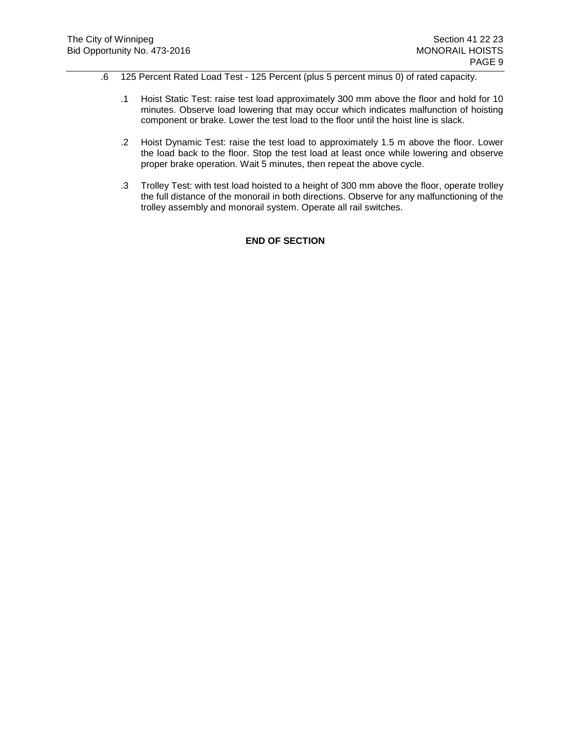.6 125 Percent Rated Load Test - 125 Percent (plus 5 percent minus 0) of rated capacity.

  .1 Hoist Static Test: raise test load approximately 300 mm above the floor and hold for 10 minutes. Observe load lowering that may occur which indicates malfunction of hoisting component or brake. Lower the test load to the floor until the hoist line is slack.

  .2 Hoist Dynamic Test: raise the test load to approximately 1.5 m above the floor. Lower the load back to the floor. Stop the test load at least once while lowering and observe proper brake operation. Wait 5 minutes, then repeat the above cycle.

  .3 Trolley Test: with test load hoisted to a height of 300 mm above the floor, operate trolley the full distance of the monorail in both directions. Observe for any malfunctioning of the trolley assembly and monorail system. Operate all rail switches.

**END OF SECTION**